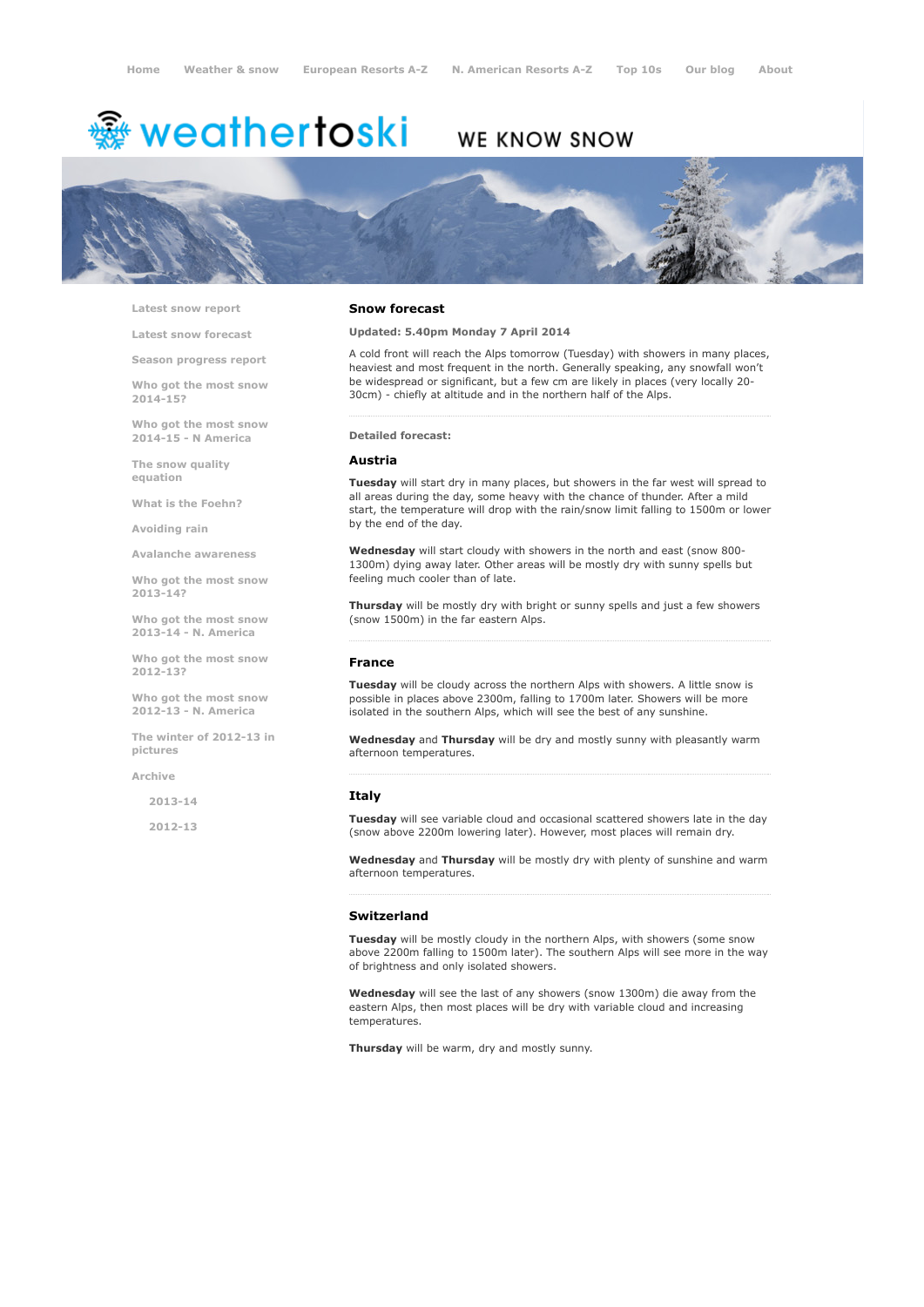Home Weather & snow European Resorts A-Z N. American Resorts A-Z Top 10s Our blog About

weathertoski WE KNOW SNOW

- Latest snow report
- Latest snow forecast
- Season progress report
- Who got the most snow 2014-15?
- Who got the most snow 2014-15 - N America
- The snow quality equation
- What is the Foehn?
- Avoiding rain
- Avalanche awareness
- Who got the most snow 2013-14?
- Who got the most snow 2013-14 - N. America
- Who got the most snow 2012-13?
- Who got the most snow 2012-13 - N. America
- The winter of 2012-13 in pictures
- Archive
  - 2013-14
  - 2012-13

## Snow forecast

**Updated: 5.40pm Monday 7 April 2014**

A cold front will reach the Alps tomorrow (Tuesday) with showers in many places, heaviest and most frequent in the north. Generally speaking, any snowfall won't be widespread or significant, but a few cm are likely in places (very locally 20-30cm) - chiefly at altitude and in the northern half of the Alps.

**Detailed forecast:**

### Austria

**Tuesday** will start dry in many places, but showers in the far west will spread to all areas during the day, some heavy with the chance of thunder. After a mild start, the temperature will drop with the rain/snow limit falling to 1500m or lower by the end of the day.

**Wednesday** will start cloudy with showers in the north and east (snow 800-1300m) dying away later. Other areas will be mostly dry with sunny spells but feeling much cooler than of late.

**Thursday** will be mostly dry with bright or sunny spells and just a few showers (snow 1500m) in the far eastern Alps.

### France

**Tuesday** will be cloudy across the northern Alps with showers. A little snow is possible in places above 2300m, falling to 1700m later. Showers will be more isolated in the southern Alps, which will see the best of any sunshine.

**Wednesday** and **Thursday** will be dry and mostly sunny with pleasantly warm afternoon temperatures.

### Italy

**Tuesday** will see variable cloud and occasional scattered showers late in the day (snow above 2200m lowering later). However, most places will remain dry.

**Wednesday** and **Thursday** will be mostly dry with plenty of sunshine and warm afternoon temperatures.

### Switzerland

**Tuesday** will be mostly cloudy in the northern Alps, with showers (some snow above 2200m falling to 1500m later). The southern Alps will see more in the way of brightness and only isolated showers.

**Wednesday** will see the last of any showers (snow 1300m) die away from the eastern Alps, then most places will be dry with variable cloud and increasing temperatures.

**Thursday** will be warm, dry and mostly sunny.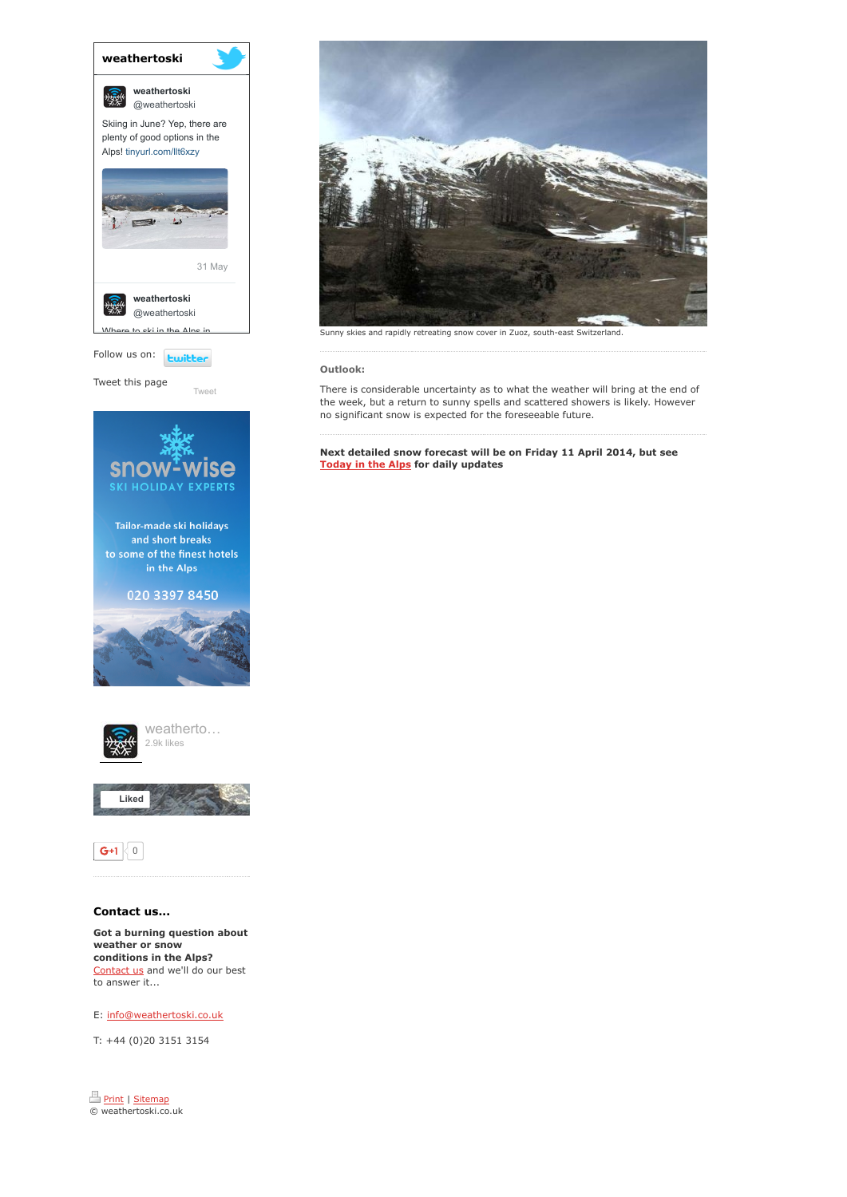Sunny skies and rapidly retreating snow cover in Zuoz, south-east Switzerland.

**Outlook:**

There is considerable uncertainty as to what the weather will bring at the end of the week, but a return to sunny spells and scattered showers is likely. However no significant snow is expected for the foreseeable future.

**Next detailed snow forecast will be on Friday 11 April 2014, but see Today in the Alps for daily updates**

**weathertoski**

weathertoski
@weathertoski

Skiing in June? Yep, there are plenty of good options in the Alps! tinyurl.com/llt6xzy

31 May

weathertoski
@weathertoski

Where to ski in the Alps in

Follow us on: twitter

Tweet this page

Tweet

snow-wise
SKI HOLIDAY EXPERTS

Tailor-made ski holidays and short breaks to some of the finest hotels in the Alps

020 3397 8450

weatherto...
2.9k likes

Liked

G+1 0

### Contact us...

**Got a burning question about weather or snow conditions in the Alps?**
Contact us and we'll do our best to answer it...

E: info@weathertoski.co.uk

T: +44 (0)20 3151 3154

Print | Sitemap
© weathertoski.co.uk